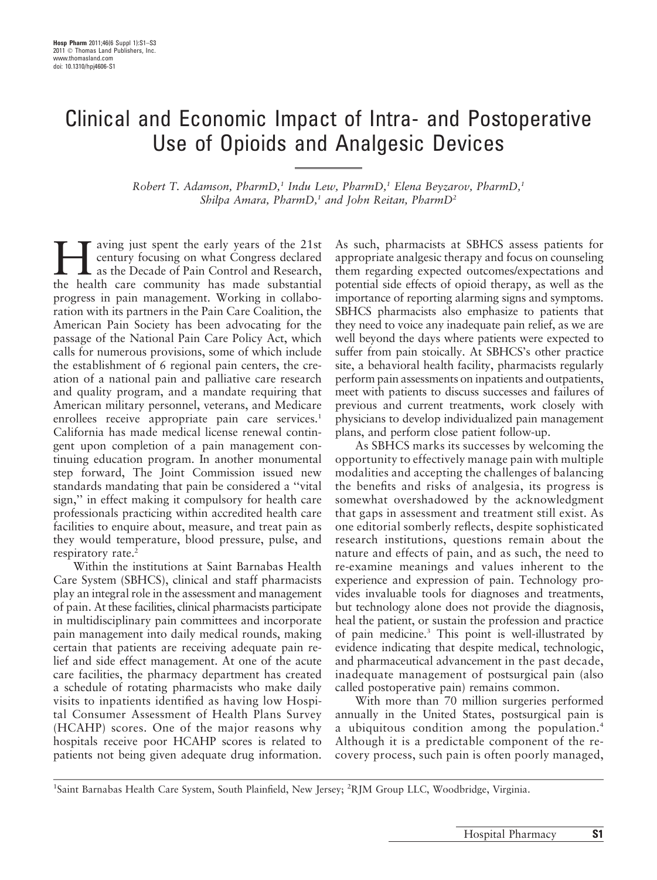# Clinical and Economic Impact of Intra- and Postoperative Use of Opioids and Analgesic Devices

*Robert T. Adamson, PharmD,[1] Indu Lew, PharmD,[1] Elena Beyzarov, PharmD,[1] Shilpa Amara, PharmD,[1] and John Reitan, PharmD[2]*

Having just spent the early years of the 21st century focusing on what Congress declared as the Decade of Pain Control and Research, the health care community has made substantial progress in pain management. Working in collaboration with its partners in the Pain Care Coalition, the American Pain Society has been advocating for the passage of the National Pain Care Policy Act, which calls for numerous provisions, some of which include the establishment of 6 regional pain centers, the creation of a national pain and palliative care research and quality program, and a mandate requiring that American military personnel, veterans, and Medicare enrollees receive appropriate pain care services.[1] California has made medical license renewal contingent upon completion of a pain management continuing education program. In another monumental step forward, The Joint Commission issued new standards mandating that pain be considered a "vital sign," in effect making it compulsory for health care professionals practicing within accredited health care facilities to enquire about, measure, and treat pain as they would temperature, blood pressure, pulse, and respiratory rate.[2]

Within the institutions at Saint Barnabas Health Care System (SBHCS), clinical and staff pharmacists play an integral role in the assessment and management of pain. At these facilities, clinical pharmacists participate in multidisciplinary pain committees and incorporate pain management into daily medical rounds, making certain that patients are receiving adequate pain relief and side effect management. At one of the acute care facilities, the pharmacy department has created a schedule of rotating pharmacists who make daily visits to inpatients identified as having low Hospital Consumer Assessment of Health Plans Survey (HCAHP) scores. One of the major reasons why hospitals receive poor HCAHP scores is related to patients not being given adequate drug information. As such, pharmacists at SBHCS assess patients for appropriate analgesic therapy and focus on counseling them regarding expected outcomes/expectations and potential side effects of opioid therapy, as well as the importance of reporting alarming signs and symptoms. SBHCS pharmacists also emphasize to patients that they need to voice any inadequate pain relief, as we are well beyond the days where patients were expected to suffer from pain stoically. At SBHCS's other practice site, a behavioral health facility, pharmacists regularly perform pain assessments on inpatients and outpatients, meet with patients to discuss successes and failures of previous and current treatments, work closely with physicians to develop individualized pain management plans, and perform close patient follow-up.

As SBHCS marks its successes by welcoming the opportunity to effectively manage pain with multiple modalities and accepting the challenges of balancing the benefits and risks of analgesia, its progress is somewhat overshadowed by the acknowledgment that gaps in assessment and treatment still exist. As one editorial somberly reflects, despite sophisticated research institutions, questions remain about the nature and effects of pain, and as such, the need to re-examine meanings and values inherent to the experience and expression of pain. Technology provides invaluable tools for diagnoses and treatments, but technology alone does not provide the diagnosis, heal the patient, or sustain the profession and practice of pain medicine.[3] This point is well-illustrated by evidence indicating that despite medical, technologic, and pharmaceutical advancement in the past decade, inadequate management of postsurgical pain (also called postoperative pain) remains common.

With more than 70 million surgeries performed annually in the United States, postsurgical pain is a ubiquitous condition among the population.[4] Although it is a predictable component of the recovery process, such pain is often poorly managed,

---

[1]Saint Barnabas Health Care System, South Plainfield, New Jersey; [2]RJM Group LLC, Woodbridge, Virginia.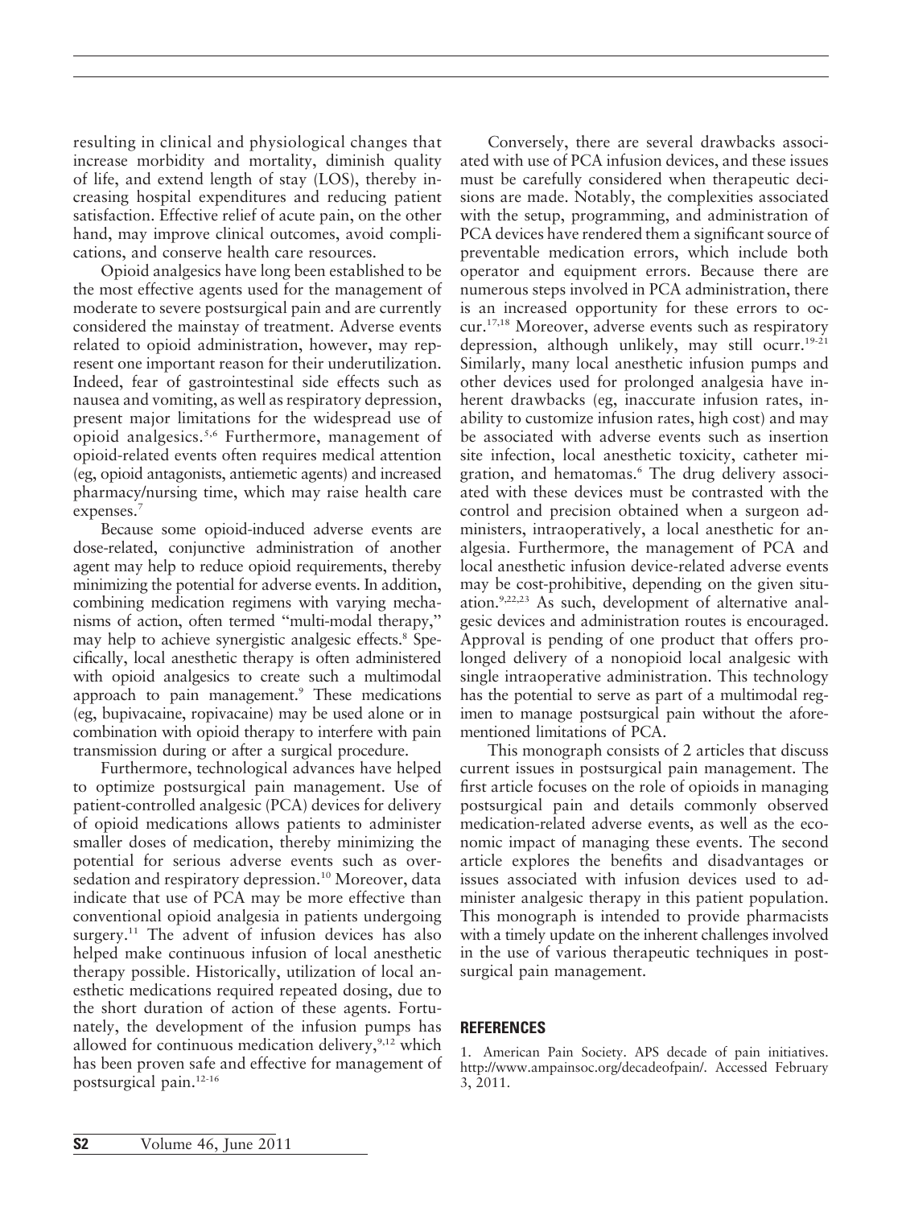resulting in clinical and physiological changes that increase morbidity and mortality, diminish quality of life, and extend length of stay (LOS), thereby increasing hospital expenditures and reducing patient satisfaction. Effective relief of acute pain, on the other hand, may improve clinical outcomes, avoid complications, and conserve health care resources.

Opioid analgesics have long been established to be the most effective agents used for the management of moderate to severe postsurgical pain and are currently considered the mainstay of treatment. Adverse events related to opioid administration, however, may represent one important reason for their underutilization. Indeed, fear of gastrointestinal side effects such as nausea and vomiting, as well as respiratory depression, present major limitations for the widespread use of opioid analgesics.[5,6] Furthermore, management of opioid-related events often requires medical attention (eg, opioid antagonists, antiemetic agents) and increased pharmacy/nursing time, which may raise health care expenses.[7]

Because some opioid-induced adverse events are dose-related, conjunctive administration of another agent may help to reduce opioid requirements, thereby minimizing the potential for adverse events. In addition, combining medication regimens with varying mechanisms of action, often termed "multi-modal therapy," may help to achieve synergistic analgesic effects.[8] Specifically, local anesthetic therapy is often administered with opioid analgesics to create such a multimodal approach to pain management.[9] These medications (eg, bupivacaine, ropivacaine) may be used alone or in combination with opioid therapy to interfere with pain transmission during or after a surgical procedure.

Furthermore, technological advances have helped to optimize postsurgical pain management. Use of patient-controlled analgesic (PCA) devices for delivery of opioid medications allows patients to administer smaller doses of medication, thereby minimizing the potential for serious adverse events such as oversedation and respiratory depression.[10] Moreover, data indicate that use of PCA may be more effective than conventional opioid analgesia in patients undergoing surgery.[11] The advent of infusion devices has also helped make continuous infusion of local anesthetic therapy possible. Historically, utilization of local anesthetic medications required repeated dosing, due to the short duration of action of these agents. Fortunately, the development of the infusion pumps has allowed for continuous medication delivery,[9,12] which has been proven safe and effective for management of postsurgical pain.[12-16]

Conversely, there are several drawbacks associated with use of PCA infusion devices, and these issues must be carefully considered when therapeutic decisions are made. Notably, the complexities associated with the setup, programming, and administration of PCA devices have rendered them a significant source of preventable medication errors, which include both operator and equipment errors. Because there are numerous steps involved in PCA administration, there is an increased opportunity for these errors to occur.[17,18] Moreover, adverse events such as respiratory depression, although unlikely, may still ocurr.[19-21] Similarly, many local anesthetic infusion pumps and other devices used for prolonged analgesia have inherent drawbacks (eg, inaccurate infusion rates, inability to customize infusion rates, high cost) and may be associated with adverse events such as insertion site infection, local anesthetic toxicity, catheter migration, and hematomas.[6] The drug delivery associated with these devices must be contrasted with the control and precision obtained when a surgeon administers, intraoperatively, a local anesthetic for analgesia. Furthermore, the management of PCA and local anesthetic infusion device-related adverse events may be cost-prohibitive, depending on the given situation.[9,22,23] As such, development of alternative analgesic devices and administration routes is encouraged. Approval is pending of one product that offers prolonged delivery of a nonopioid local analgesic with single intraoperative administration. This technology has the potential to serve as part of a multimodal regimen to manage postsurgical pain without the aforementioned limitations of PCA.

This monograph consists of 2 articles that discuss current issues in postsurgical pain management. The first article focuses on the role of opioids in managing postsurgical pain and details commonly observed medication-related adverse events, as well as the economic impact of managing these events. The second article explores the benefits and disadvantages or issues associated with infusion devices used to administer analgesic therapy in this patient population. This monograph is intended to provide pharmacists with a timely update on the inherent challenges involved in the use of various therapeutic techniques in postsurgical pain management.

## REFERENCES

1. American Pain Society. APS decade of pain initiatives. http://www.ampainsoc.org/decadeofpain/. Accessed February 3, 2011.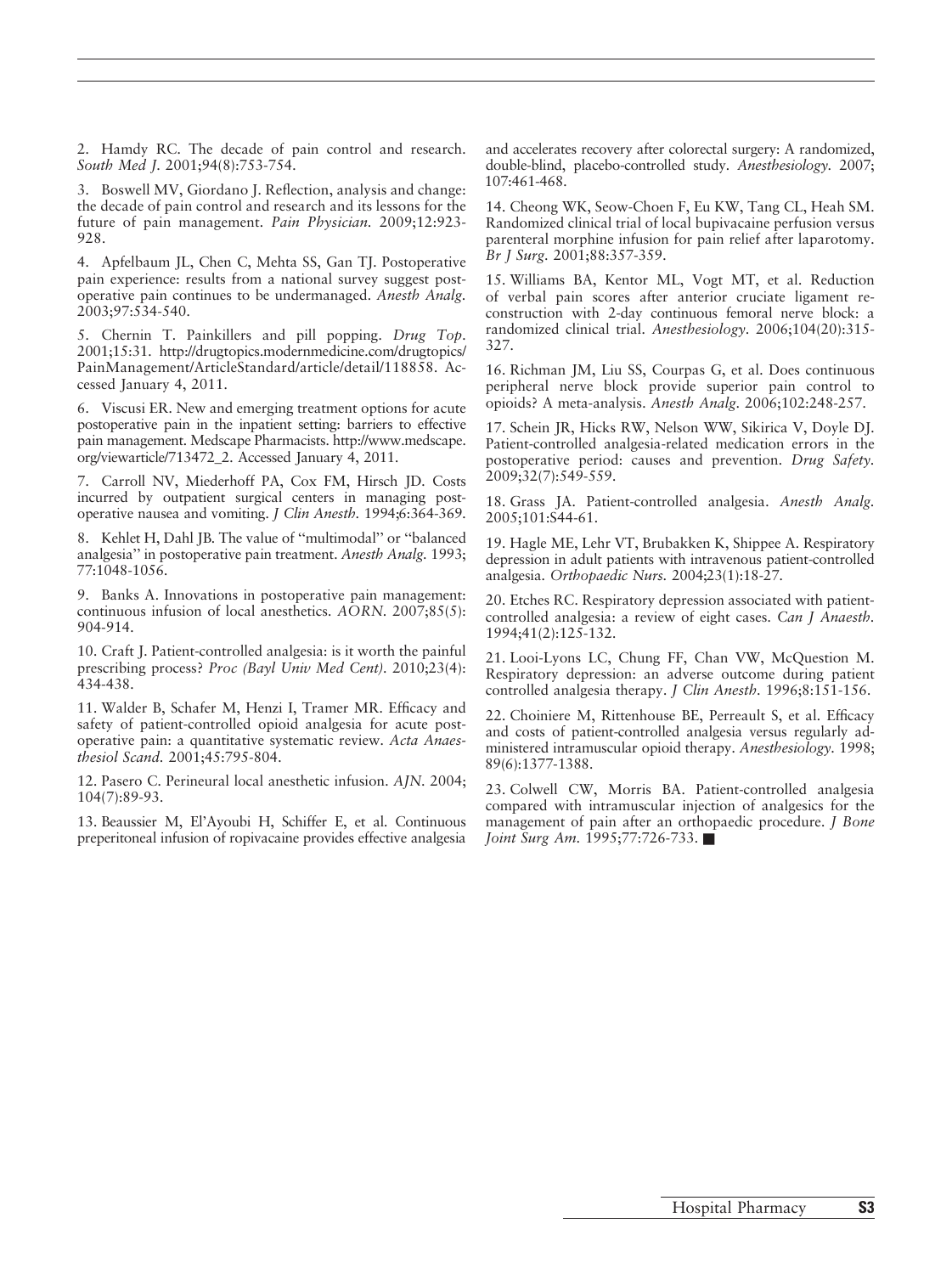2. Hamdy RC. The decade of pain control and research. *South Med J.* 2001;94(8):753-754.

3. Boswell MV, Giordano J. Reflection, analysis and change: the decade of pain control and research and its lessons for the future of pain management. *Pain Physician.* 2009;12:923-928.

4. Apfelbaum JL, Chen C, Mehta SS, Gan TJ. Postoperative pain experience: results from a national survey suggest postoperative pain continues to be undermanaged. *Anesth Analg.* 2003;97:534-540.

5. Chernin T. Painkillers and pill popping. *Drug Top.* 2001;15:31. http://drugtopics.modernmedicine.com/drugtopics/PainManagement/ArticleStandard/article/detail/118858. Accessed January 4, 2011.

6. Viscusi ER. New and emerging treatment options for acute postoperative pain in the inpatient setting: barriers to effective pain management. Medscape Pharmacists. http://www.medscape.org/viewarticle/713472_2. Accessed January 4, 2011.

7. Carroll NV, Miederhoff PA, Cox FM, Hirsch JD. Costs incurred by outpatient surgical centers in managing postoperative nausea and vomiting. *J Clin Anesth.* 1994;6:364-369.

8. Kehlet H, Dahl JB. The value of "multimodal" or "balanced analgesia" in postoperative pain treatment. *Anesth Analg.* 1993; 77:1048-1056.

9. Banks A. Innovations in postoperative pain management: continuous infusion of local anesthetics. *AORN.* 2007;85(5): 904-914.

10. Craft J. Patient-controlled analgesia: is it worth the painful prescribing process? *Proc (Bayl Univ Med Cent).* 2010;23(4): 434-438.

11. Walder B, Schafer M, Henzi I, Tramer MR. Efficacy and safety of patient-controlled opioid analgesia for acute postoperative pain: a quantitative systematic review. *Acta Anaesthesiol Scand.* 2001;45:795-804.

12. Pasero C. Perineural local anesthetic infusion. *AJN.* 2004; 104(7):89-93.

13. Beaussier M, El'Ayoubi H, Schiffer E, et al. Continuous preperitoneal infusion of ropivacaine provides effective analgesia and accelerates recovery after colorectal surgery: A randomized, double-blind, placebo-controlled study. *Anesthesiology.* 2007; 107:461-468.

14. Cheong WK, Seow-Choen F, Eu KW, Tang CL, Heah SM. Randomized clinical trial of local bupivacaine perfusion versus parenteral morphine infusion for pain relief after laparotomy. *Br J Surg.* 2001;88:357-359.

15. Williams BA, Kentor ML, Vogt MT, et al. Reduction of verbal pain scores after anterior cruciate ligament reconstruction with 2-day continuous femoral nerve block: a randomized clinical trial. *Anesthesiology.* 2006;104(20):315-327.

16. Richman JM, Liu SS, Courpas G, et al. Does continuous peripheral nerve block provide superior pain control to opioids? A meta-analysis. *Anesth Analg.* 2006;102:248-257.

17. Schein JR, Hicks RW, Nelson WW, Sikirica V, Doyle DJ. Patient-controlled analgesia-related medication errors in the postoperative period: causes and prevention. *Drug Safety.* 2009;32(7):549-559.

18. Grass JA. Patient-controlled analgesia. *Anesth Analg.* 2005;101:S44-61.

19. Hagle ME, Lehr VT, Brubakken K, Shippee A. Respiratory depression in adult patients with intravenous patient-controlled analgesia. *Orthopaedic Nurs.* 2004;23(1):18-27.

20. Etches RC. Respiratory depression associated with patient-controlled analgesia: a review of eight cases. *Can J Anaesth.* 1994;41(2):125-132.

21. Looi-Lyons LC, Chung FF, Chan VW, McQuestion M. Respiratory depression: an adverse outcome during patient controlled analgesia therapy. *J Clin Anesth.* 1996;8:151-156.

22. Choiniere M, Rittenhouse BE, Perreault S, et al. Efficacy and costs of patient-controlled analgesia versus regularly administered intramuscular opioid therapy. *Anesthesiology.* 1998; 89(6):1377-1388.

23. Colwell CW, Morris BA. Patient-controlled analgesia compared with intramuscular injection of analgesics for the management of pain after an orthopaedic procedure. *J Bone Joint Surg Am.* 1995;77:726-733. ■